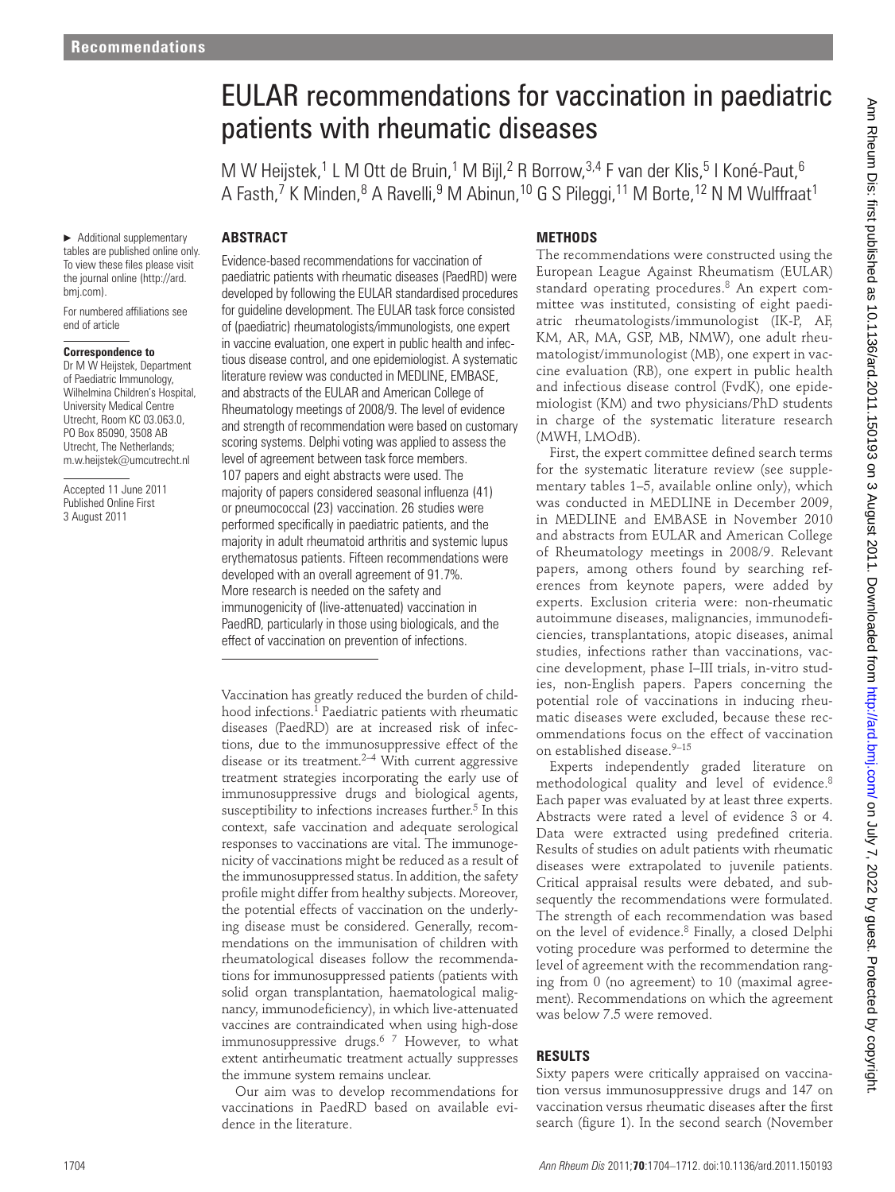# EULAR recommendations for vaccination in paediatric patients with rheumatic diseases

M W Heijstek,[1] L M Ott de Bruin,[1] M Bijl,[2] R Borrow,[3,4] F van der Klis,[5] I Koné-Paut,[6] A Fasth,[7] K Minden,[8] A Ravelli,[9] M Abinun,[10] G S Pileggi,[11] M Borte,[12] N M Wulffraat[1]

► Additional supplementary tables are published online only. To view these files please visit the journal online (http://ard.bmj.com).

For numbered affiliations see end of article

**Correspondence to**
Dr M W Heijstek, Department of Paediatric Immunology, Wilhelmina Children's Hospital, University Medical Centre Utrecht, Room KC 03.063.0, PO Box 85090, 3508 AB Utrecht, The Netherlands; m.w.heijstek@umcutrecht.nl

Accepted 11 June 2011
Published Online First 3 August 2011

## ABSTRACT

Evidence-based recommendations for vaccination of paediatric patients with rheumatic diseases (PaedRD) were developed by following the EULAR standardised procedures for guideline development. The EULAR task force consisted of (paediatric) rheumatologists/immunologists, one expert in vaccine evaluation, one expert in public health and infectious disease control, and one epidemiologist. A systematic literature review was conducted in MEDLINE, EMBASE, and abstracts of the EULAR and American College of Rheumatology meetings of 2008/9. The level of evidence and strength of recommendation were based on customary scoring systems. Delphi voting was applied to assess the level of agreement between task force members. 107 papers and eight abstracts were used. The majority of papers considered seasonal influenza (41) or pneumococcal (23) vaccination. 26 studies were performed specifically in paediatric patients, and the majority in adult rheumatoid arthritis and systemic lupus erythematosus patients. Fifteen recommendations were developed with an overall agreement of 91.7%. More research is needed on the safety and immunogenicity of (live-attenuated) vaccination in PaedRD, particularly in those using biologicals, and the effect of vaccination on prevention of infections.

Vaccination has greatly reduced the burden of childhood infections.[1] Paediatric patients with rheumatic diseases (PaedRD) are at increased risk of infections, due to the immunosuppressive effect of the disease or its treatment.[2–4] With current aggressive treatment strategies incorporating the early use of immunosuppressive drugs and biological agents, susceptibility to infections increases further.[5] In this context, safe vaccination and adequate serological responses to vaccinations are vital. The immunogenicity of vaccinations might be reduced as a result of the immunosuppressed status. In addition, the safety profile might differ from healthy subjects. Moreover, the potential effects of vaccination on the underlying disease must be considered. Generally, recommendations on the immunisation of children with rheumatological diseases follow the recommendations for immunosuppressed patients (patients with solid organ transplantation, haematological malignancy, immunodeficiency), in which live-attenuated vaccines are contraindicated when using high-dose immunosuppressive drugs.[6 7] However, to what extent antirheumatic treatment actually suppresses the immune system remains unclear.

Our aim was to develop recommendations for vaccinations in PaedRD based on available evidence in the literature.

## METHODS

The recommendations were constructed using the European League Against Rheumatism (EULAR) standard operating procedures.[8] An expert committee was instituted, consisting of eight paediatric rheumatologists/immunologist (IK-P, AF, KM, AR, MA, GSP, MB, NMW), one adult rheumatologist/immunologist (MB), one expert in vaccine evaluation (RB), one expert in public health and infectious disease control (FvdK), one epidemiologist (KM) and two physicians/PhD students in charge of the systematic literature research (MWH, LMOdB).

First, the expert committee defined search terms for the systematic literature review (see supplementary tables 1–5, available online only), which was conducted in MEDLINE in December 2009, in MEDLINE and EMBASE in November 2010 and abstracts from EULAR and American College of Rheumatology meetings in 2008/9. Relevant papers, among others found by searching references from keynote papers, were added by experts. Exclusion criteria were: non-rheumatic autoimmune diseases, malignancies, immunodeficiencies, transplantations, atopic diseases, animal studies, infections rather than vaccinations, vaccine development, phase I–III trials, in-vitro studies, non-English papers. Papers concerning the potential role of vaccinations in inducing rheumatic diseases were excluded, because these recommendations focus on the effect of vaccination on established disease.[9–15]

Experts independently graded literature on methodological quality and level of evidence.[8] Each paper was evaluated by at least three experts. Abstracts were rated a level of evidence 3 or 4. Data were extracted using predefined criteria. Results of studies on adult patients with rheumatic diseases were extrapolated to juvenile patients. Critical appraisal results were debated, and subsequently the recommendations were formulated. The strength of each recommendation was based on the level of evidence.[8] Finally, a closed Delphi voting procedure was performed to determine the level of agreement with the recommendation ranging from 0 (no agreement) to 10 (maximal agreement). Recommendations on which the agreement was below 7.5 were removed.

## RESULTS

Sixty papers were critically appraised on vaccination versus immunosuppressive drugs and 147 on vaccination versus rheumatic diseases after the first search (figure 1). In the second search (November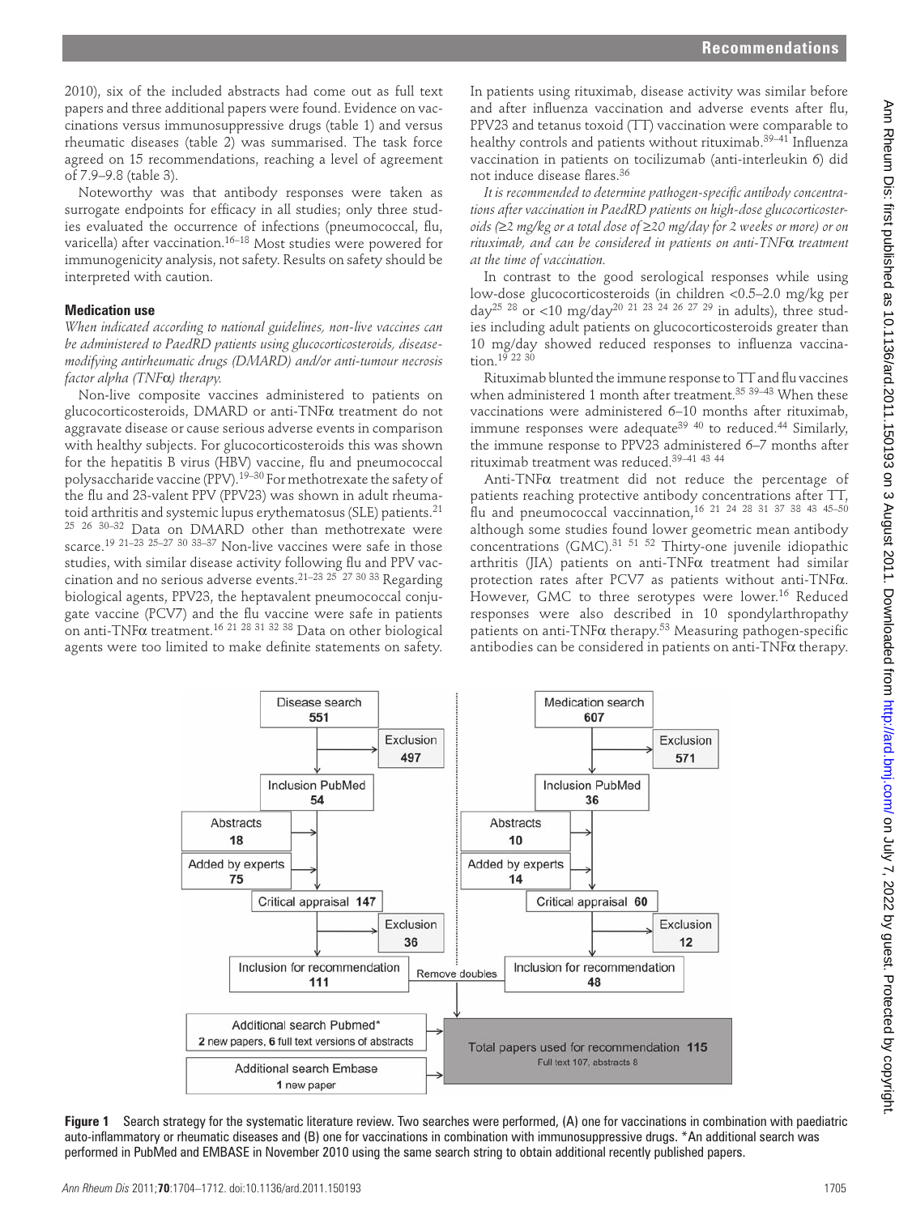2010), six of the included abstracts had come out as full text papers and three additional papers were found. Evidence on vaccinations versus immunosuppressive drugs (table 1) and versus rheumatic diseases (table 2) was summarised. The task force agreed on 15 recommendations, reaching a level of agreement of 7.9–9.8 (table 3).

Noteworthy was that antibody responses were taken as surrogate endpoints for efficacy in all studies; only three studies evaluated the occurrence of infections (pneumococcal, flu, varicella) after vaccination.[16–18] Most studies were powered for immunogenicity analysis, not safety. Results on safety should be interpreted with caution.

### Medication use

*When indicated according to national guidelines, non-live vaccines can be administered to PaedRD patients using glucocorticosteroids, disease-modifying antirheumatic drugs (DMARD) and/or anti-tumour necrosis factor alpha (TNFα) therapy.*

Non-live composite vaccines administered to patients on glucocorticosteroids, DMARD or anti-TNFα treatment do not aggravate disease or cause serious adverse events in comparison with healthy subjects. For glucocorticosteroids this was shown for the hepatitis B virus (HBV) vaccine, flu and pneumococcal polysaccharide vaccine (PPV).[19–30] For methotrexate the safety of the flu and 23-valent PPV (PPV23) was shown in adult rheumatoid arthritis and systemic lupus erythematosus (SLE) patients.[21 25 26 30–32] Data on DMARD other than methotrexate were scarce.[19 21–23 25–27 30 33–37] Non-live vaccines were safe in those studies, with similar disease activity following flu and PPV vaccination and no serious adverse events.[21–23 25 27 30 33] Regarding biological agents, PPV23, the heptavalent pneumococcal conjugate vaccine (PCV7) and the flu vaccine were safe in patients on anti-TNFα treatment.[16 21 28 31 32 38] Data on other biological agents were too limited to make definite statements on safety.

In patients using rituximab, disease activity was similar before and after influenza vaccination and adverse events after flu, PPV23 and tetanus toxoid (TT) vaccination were comparable to healthy controls and patients without rituximab.[39–41] Influenza vaccination in patients on tocilizumab (anti-interleukin 6) did not induce disease flares.[36]

*It is recommended to determine pathogen-specific antibody concentrations after vaccination in PaedRD patients on high-dose glucocorticosteroids (≥2 mg/kg or a total dose of ≥20 mg/day for 2 weeks or more) or on rituximab, and can be considered in patients on anti-TNFα treatment at the time of vaccination.*

In contrast to the good serological responses while using low-dose glucocorticosteroids (in children <0.5–2.0 mg/kg per day[25 28] or <10 mg/day[20 21 23 24 26 27 29] in adults), three studies including adult patients on glucocorticosteroids greater than 10 mg/day showed reduced responses to influenza vaccination.[19 22 30]

Rituximab blunted the immune response to TT and flu vaccines when administered 1 month after treatment.[35 39–43] When these vaccinations were administered 6–10 months after rituximab, immune responses were adequate[39 40] to reduced.[44] Similarly, the immune response to PPV23 administered 6–7 months after rituximab treatment was reduced.[39–41 43 44]

Anti-TNFα treatment did not reduce the percentage of patients reaching protective antibody concentrations after TT, flu and pneumococcal vaccination,[16 21 24 28 31 37 38 43 45–50] although some studies found lower geometric mean antibody concentrations (GMC).[31 51 52] Thirty-one juvenile idiopathic arthritis (JIA) patients on anti-TNFα treatment had similar protection rates after PCV7 as patients without anti-TNFα. However, GMC to three serotypes were lower.[16] Reduced responses were also described in 10 spondylarthropathy patients on anti-TNFα therapy.[53] Measuring pathogen-specific antibodies can be considered in patients on anti-TNFα therapy.

Disease search 551 → Exclusion 497 → Inclusion PubMed 54; Abstracts 18; Added by experts 75 → Critical appraisal 147 → Exclusion 36 → Inclusion for recommendation 111

Medication search 607 → Exclusion 571 → Inclusion PubMed 36; Abstracts 10; Added by experts 14 → Critical appraisal 60 → Exclusion 12 → Inclusion for recommendation 48

Remove doubles

Additional search Pubmed*: 2 new papers, 6 full text versions of abstracts

Additional search Embase: 1 new paper

Total papers used for recommendation 115 (Full text 107, abstracts 8)

**Figure 1** Search strategy for the systematic literature review. Two searches were performed, (A) one for vaccinations in combination with paediatric auto-inflammatory or rheumatic diseases and (B) one for vaccinations in combination with immunosuppressive drugs. *An additional search was performed in PubMed and EMBASE in November 2010 using the same search string to obtain additional recently published papers.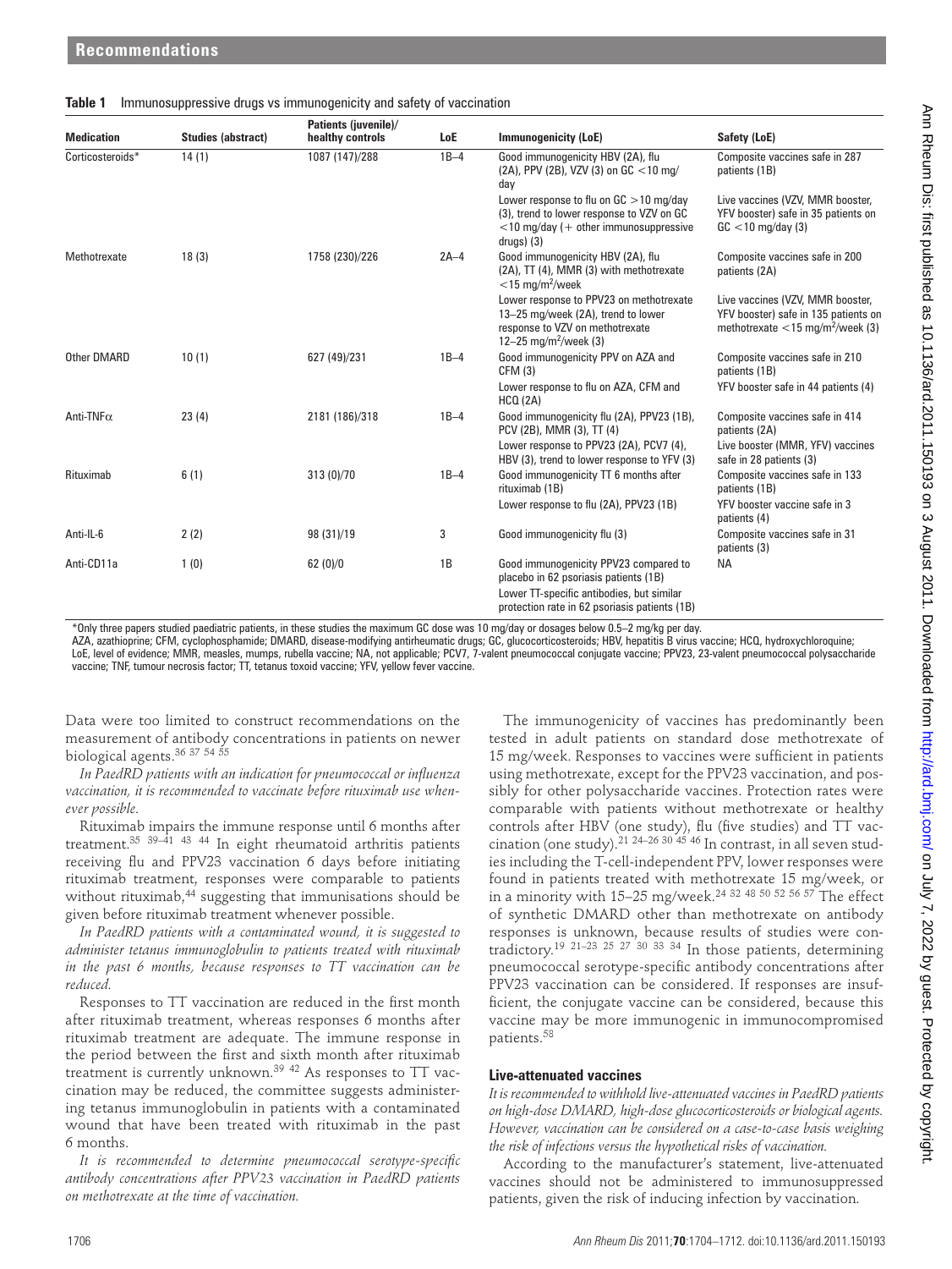**Table 1** Immunosuppressive drugs vs immunogenicity and safety of vaccination

| Medication | Studies (abstract) | Patients (juvenile)/ healthy controls | LoE | Immunogenicity (LoE) | Safety (LoE) |
|---|---|---|---|---|---|
| Corticosteroids* | 14 (1) | 1087 (147)/288 | 1B–4 | Good immunogenicity HBV (2A), flu (2A), PPV (2B), VZV (3) on GC <10 mg/day | Composite vaccines safe in 287 patients (1B) |
| | | | | Lower response to flu on GC >10 mg/day (3), trend to lower response to VZV on GC <10 mg/day (+ other immunosuppressive drugs) (3) | Live vaccines (VZV, MMR booster, YFV booster) safe in 35 patients on GC <10 mg/day (3) |
| Methotrexate | 18 (3) | 1758 (230)/226 | 2A–4 | Good immunogenicity HBV (2A), flu (2A), TT (4), MMR (3) with methotrexate <15 mg/m²/week | Composite vaccines safe in 200 patients (2A) |
| | | | | Lower response to PPV23 on methotrexate 13–25 mg/week (2A), trend to lower response to VZV on methotrexate 12–25 mg/m²/week (3) | Live vaccines (VZV, MMR booster, YFV booster) safe in 135 patients on methotrexate <15 mg/m²/week (3) |
| Other DMARD | 10 (1) | 627 (49)/231 | 1B–4 | Good immunogenicity PPV on AZA and CFM (3) | Composite vaccines safe in 210 patients (1B) |
| | | | | Lower response to flu on AZA, CFM and HCQ (2A) | YFV booster safe in 44 patients (4) |
| Anti-TNFα | 23 (4) | 2181 (186)/318 | 1B–4 | Good immunogenicity flu (2A), PPV23 (1B), PCV (2B), MMR (3), TT (4) | Composite vaccines safe in 414 patients (2A) |
| | | | | Lower response to PPV23 (2A), PCV7 (4), HBV (3), trend to lower response to YFV (3) | Live booster (MMR, YFV) vaccines safe in 28 patients (3) |
| Rituximab | 6 (1) | 313 (0)/70 | 1B–4 | Good immunogenicity TT 6 months after rituximab (1B) | Composite vaccines safe in 133 patients (1B) |
| | | | | Lower response to flu (2A), PPV23 (1B) | YFV booster vaccine safe in 3 patients (4) |
| Anti-IL-6 | 2 (2) | 98 (31)/19 | 3 | Good immunogenicity flu (3) | Composite vaccines safe in 31 patients (3) |
| Anti-CD11a | 1 (0) | 62 (0)/0 | 1B | Good immunogenicity PPV23 compared to placebo in 62 psoriasis patients (1B) | NA |
| | | | | Lower TT-specific antibodies, but similar protection rate in 62 psoriasis patients (1B) | |

*Only three papers studied paediatric patients, in these studies the maximum GC dose was 10 mg/day or dosages below 0.5–2 mg/kg per day.

AZA, azathioprine; CFM, cyclophosphamide; DMARD, disease-modifying antirheumatic drugs; GC, glucocorticosteroids; HBV, hepatitis B virus vaccine; HCQ, hydroxychloroquine; LoE, level of evidence; MMR, measles, mumps, rubella vaccine; NA, not applicable; PCV7, 7-valent pneumococcal conjugate vaccine; PPV23, 23-valent pneumococcal polysaccharide vaccine; TNF, tumour necrosis factor; TT, tetanus toxoid vaccine; YFV, yellow fever vaccine.

Data were too limited to construct recommendations on the measurement of antibody concentrations in patients on newer biological agents.[36 37 54 55]

*In PaedRD patients with an indication for pneumococcal or influenza vaccination, it is recommended to vaccinate before rituximab use whenever possible.*

Rituximab impairs the immune response until 6 months after treatment.[35 39–41 43 44] In eight rheumatoid arthritis patients receiving flu and PPV23 vaccination 6 days before initiating rituximab treatment, responses were comparable to patients without rituximab,[44] suggesting that immunisations should be given before rituximab treatment whenever possible.

*In PaedRD patients with a contaminated wound, it is suggested to administer tetanus immunoglobulin to patients treated with rituximab in the past 6 months, because responses to TT vaccination can be reduced.*

Responses to TT vaccination are reduced in the first month after rituximab treatment, whereas responses 6 months after rituximab treatment are adequate. The immune response in the period between the first and sixth month after rituximab treatment is currently unknown.[39 42] As responses to TT vaccination may be reduced, the committee suggests administering tetanus immunoglobulin in patients with a contaminated wound that have been treated with rituximab in the past 6 months.

*It is recommended to determine pneumococcal serotype-specific antibody concentrations after PPV23 vaccination in PaedRD patients on methotrexate at the time of vaccination.*

The immunogenicity of vaccines has predominantly been tested in adult patients on standard dose methotrexate of 15 mg/week. Responses to vaccines were sufficient in patients using methotrexate, except for the PPV23 vaccination, and possibly for other polysaccharide vaccines. Protection rates were comparable with patients without methotrexate or healthy controls after HBV (one study), flu (five studies) and TT vaccination (one study).[21 24–26 30 45 46] In contrast, in all seven studies including the T-cell-independent PPV, lower responses were found in patients treated with methotrexate 15 mg/week, or in a minority with 15–25 mg/week.[24 32 48 50 52 56 57] The effect of synthetic DMARD other than methotrexate on antibody responses is unknown, because results of studies were contradictory.[19 21–23 25 27 30 33 34] In those patients, determining pneumococcal serotype-specific antibody concentrations after PPV23 vaccination can be considered. If responses are insufficient, the conjugate vaccine can be considered, because this vaccine may be more immunogenic in immunocompromised patients.[58]

### Live-attenuated vaccines

*It is recommended to withhold live-attenuated vaccines in PaedRD patients on high-dose DMARD, high-dose glucocorticosteroids or biological agents. However, vaccination can be considered on a case-to-case basis weighing the risk of infections versus the hypothetical risks of vaccination.*

According to the manufacturer's statement, live-attenuated vaccines should not be administered to immunosuppressed patients, given the risk of inducing infection by vaccination.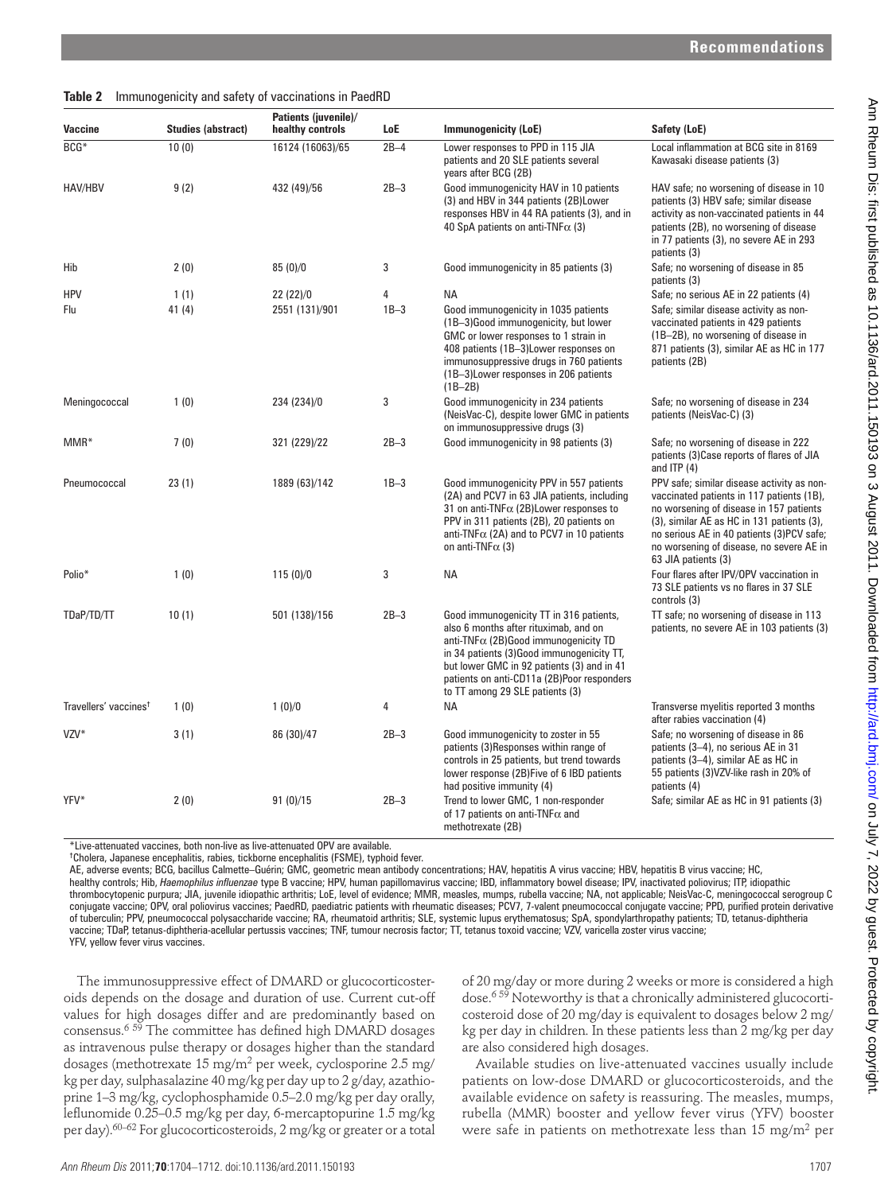**Table 2** Immunogenicity and safety of vaccinations in PaedRD

| Vaccine | Studies (abstract) | Patients (juvenile)/ healthy controls | LoE | Immunogenicity (LoE) | Safety (LoE) |
|---|---|---|---|---|---|
| BCG* | 10 (0) | 16124 (16063)/65 | 2B–4 | Lower responses to PPD in 115 JIA patients and 20 SLE patients several years after BCG (2B) | Local inflammation at BCG site in 8169 Kawasaki disease patients (3) |
| HAV/HBV | 9 (2) | 432 (49)/56 | 2B–3 | Good immunogenicity HAV in 10 patients (3) and HBV in 344 patients (2B)Lower responses HBV in 44 RA patients (3), and in 40 SpA patients on anti-TNFα (3) | HAV safe; no worsening of disease in 10 patients (3) HBV safe; similar disease activity as non-vaccinated patients in 44 patients (2B), no worsening of disease in 77 patients (3), no severe AE in 293 patients (3) |
| Hib | 2 (0) | 85 (0)/0 | 3 | Good immunogenicity in 85 patients (3) | Safe; no worsening of disease in 85 patients (3) |
| HPV | 1 (1) | 22 (22)/0 | 4 | NA | Safe; no serious AE in 22 patients (4) |
| Flu | 41 (4) | 2551 (131)/901 | 1B–3 | Good immunogenicity in 1035 patients (1B–3)Good immunogenicity, but lower GMC or lower responses to 1 strain in 408 patients (1B–3)Lower responses on immunosuppressive drugs in 760 patients (1B–3)Lower responses in 206 patients (1B–2B) | Safe; similar disease activity as non-vaccinated patients in 429 patients (1B–2B), no worsening of disease in 871 patients (3), similar AE as HC in 177 patients (2B) |
| Meningococcal | 1 (0) | 234 (234)/0 | 3 | Good immunogenicity in 234 patients (NeisVac-C), despite lower GMC in patients on immunosuppressive drugs (3) | Safe; no worsening of disease in 234 patients (NeisVac-C) (3) |
| MMR* | 7 (0) | 321 (229)/22 | 2B–3 | Good immunogenicity in 98 patients (3) | Safe; no worsening of disease in 222 patients (3)Case reports of flares of JIA and ITP (4) |
| Pneumococcal | 23 (1) | 1889 (63)/142 | 1B–3 | Good immunogenicity PPV in 557 patients (2A) and PCV7 in 63 JIA patients, including 31 on anti-TNFα (2B)Lower responses to PPV in 311 patients (2B), 20 patients on anti-TNFα (2A) and to PCV7 in 10 patients on anti-TNFα (3) | PPV safe; similar disease activity as non-vaccinated patients in 117 patients (1B), no worsening of disease in 157 patients (3), similar AE as HC in 131 patients (3), no serious AE in 40 patients (3)PCV safe; no worsening of disease, no severe AE in 63 JIA patients (3) |
| Polio* | 1 (0) | 115 (0)/0 | 3 | NA | Four flares after IPV/OPV vaccination in 73 SLE patients vs no flares in 37 SLE controls (3) |
| TDaP/TD/TT | 10 (1) | 501 (138)/156 | 2B–3 | Good immunogenicity TT in 316 patients, also 6 months after rituximab, and on anti-TNFα (2B)Good immunogenicity TD in 34 patients (3)Good immunogenicity TT, but lower GMC in 92 patients (3) and in 41 patients on anti-CD11a (2B)Poor responders to TT among 29 SLE patients (3) | TT safe; no worsening of disease in 113 patients, no severe AE in 103 patients (3) |
| Travellers' vaccines† | 1 (0) | 1 (0)/0 | 4 | NA | Transverse myelitis reported 3 months after rabies vaccination (4) |
| VZV* | 3 (1) | 86 (30)/47 | 2B–3 | Good immunogenicity to zoster in 55 patients (3)Responses within range of controls in 25 patients, but trend towards lower response (2B)Five of 6 IBD patients had positive immunity (4) | Safe; no worsening of disease in 86 patients (3–4), no serious AE in 31 patients (3–4), similar AE as HC in 55 patients (3)VZV-like rash in 20% of patients (4) |
| YFV* | 2 (0) | 91 (0)/15 | 2B–3 | Trend to lower GMC, 1 non-responder of 17 patients on anti-TNFα and methotrexate (2B) | Safe; similar AE as HC in 91 patients (3) |

*Live-attenuated vaccines, both non-live as live-attenuated OPV are available.

†Cholera, Japanese encephalitis, rabies, tickborne encephalitis (FSME), typhoid fever.

AE, adverse events; BCG, bacillus Calmette–Guérin; GMC, geometric mean antibody concentrations; HAV, hepatitis A virus vaccine; HBV, hepatitis B virus vaccine; HC, healthy controls; Hib, *Haemophilus influenzae* type B vaccine; HPV, human papillomavirus vaccine; IBD, inflammatory bowel disease; IPV, inactivated poliovirus; ITP, idiopathic thrombocytopenic purpura; JIA, juvenile idiopathic arthritis; LoE, level of evidence; MMR, measles, mumps, rubella vaccine; NA, not applicable; NeisVac-C, meningococcal serogroup C conjugate vaccine; OPV, oral poliovirus vaccines; PaedRD, paediatric patients with rheumatic diseases; PCV7, 7-valent pneumococcal conjugate vaccine; PPD, purified protein derivative of tuberculin; PPV, pneumococcal polysaccharide vaccine; RA, rheumatoid arthritis; SLE, systemic lupus erythematosus; SpA, spondylarthropathy patients; TD, tetanus-diphtheria vaccine; TDaP, tetanus-diphtheria-acellular pertussis vaccines; TNF, tumour necrosis factor; TT, tetanus toxoid vaccine; VZV, varicella zoster virus vaccine; YFV, yellow fever virus vaccines.

The immunosuppressive effect of DMARD or glucocorticosteroids depends on the dosage and duration of use. Current cut-off values for high dosages differ and are predominantly based on consensus.[6 59] The committee has defined high DMARD dosages as intravenous pulse therapy or dosages higher than the standard dosages (methotrexate 15 mg/m$^2$ per week, cyclosporine 2.5 mg/kg per day, sulphasalazine 40 mg/kg per day up to 2 g/day, azathioprine 1–3 mg/kg, cyclophosphamide 0.5–2.0 mg/kg per day orally, leflunomide 0.25–0.5 mg/kg per day, 6-mercaptopurine 1.5 mg/kg per day).[60–62] For glucocorticosteroids, 2 mg/kg or greater or a total of 20 mg/day or more during 2 weeks or more is considered a high dose.[6 59] Noteworthy is that a chronically administered glucocorticosteroid dose of 20 mg/day is equivalent to dosages below 2 mg/kg per day in children. In these patients less than 2 mg/kg per day are also considered high dosages.

Available studies on live-attenuated vaccines usually include patients on low-dose DMARD or glucocorticosteroids, and the available evidence on safety is reassuring. The measles, mumps, rubella (MMR) booster and yellow fever virus (YFV) booster were safe in patients on methotrexate less than 15 mg/m$^2$ per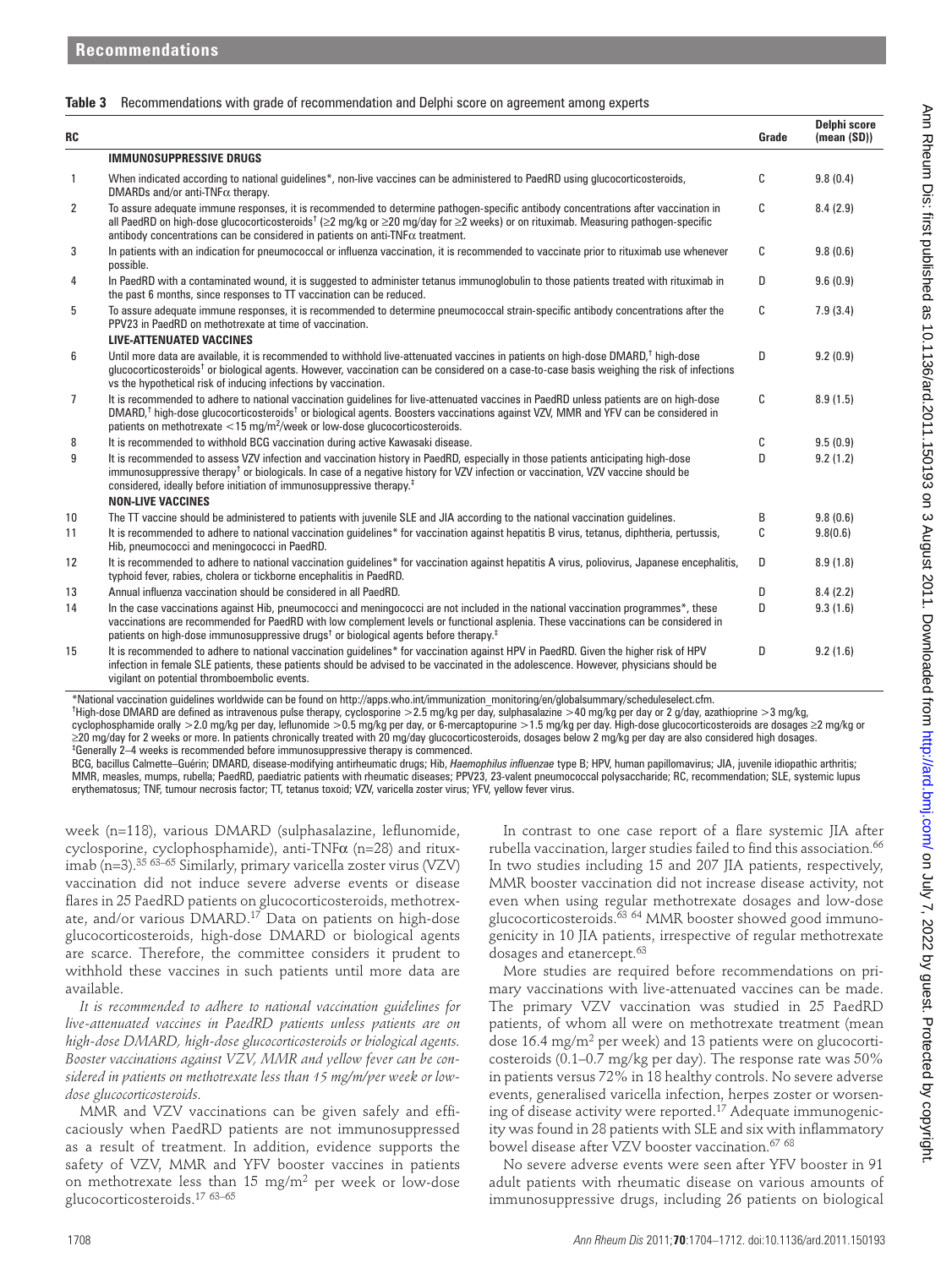**Table 3** Recommendations with grade of recommendation and Delphi score on agreement among experts

| RC | | Grade | Delphi score (mean (SD)) |
|---|---|---|---|
| | **IMMUNOSUPPRESSIVE DRUGS** | | |
| 1 | When indicated according to national guidelines*, non-live vaccines can be administered to PaedRD using glucocorticosteroids, DMARDs and/or anti-TNFα therapy. | C | 9.8 (0.4) |
| 2 | To assure adequate immune responses, it is recommended to determine pathogen-specific antibody concentrations after vaccination in all PaedRD on high-dose glucocorticosteroids† (≥2 mg/kg or ≥20 mg/day for ≥2 weeks) or on rituximab. Measuring pathogen-specific antibody concentrations can be considered in patients on anti-TNFα treatment. | C | 8.4 (2.9) |
| 3 | In patients with an indication for pneumococcal or influenza vaccination, it is recommended to vaccinate prior to rituximab use whenever possible. | C | 9.8 (0.6) |
| 4 | In PaedRD with a contaminated wound, it is suggested to administer tetanus immunoglobulin to those patients treated with rituximab in the past 6 months, since responses to TT vaccination can be reduced. | D | 9.6 (0.9) |
| 5 | To assure adequate immune responses, it is recommended to determine pneumococcal strain-specific antibody concentrations after the PPV23 in PaedRD on methotrexate at time of vaccination. | C | 7.9 (3.4) |
| | **LIVE-ATTENUATED VACCINES** | | |
| 6 | Until more data are available, it is recommended to withhold live-attenuated vaccines in patients on high-dose DMARD,† high-dose glucocorticosteroids† or biological agents. However, vaccination can be considered on a case-to-case basis weighing the risk of infections vs the hypothetical risk of inducing infections by vaccination. | D | 9.2 (0.9) |
| 7 | It is recommended to adhere to national vaccination guidelines for live-attenuated vaccines in PaedRD unless patients are on high-dose DMARD,† high-dose glucocorticosteroids† or biological agents. Boosters vaccinations against VZV, MMR and YFV can be considered in patients on methotrexate <15 mg/m²/week or low-dose glucocorticosteroids. | C | 8.9 (1.5) |
| 8 | It is recommended to withhold BCG vaccination during active Kawasaki disease. | C | 9.5 (0.9) |
| 9 | It is recommended to assess VZV infection and vaccination history in PaedRD, especially in those patients anticipating high-dose immunosuppressive therapy† or biologicals. In case of a negative history for VZV infection or vaccination, VZV vaccine should be considered, ideally before initiation of immunosuppressive therapy.‡ | D | 9.2 (1.2) |
| | **NON-LIVE VACCINES** | | |
| 10 | The TT vaccine should be administered to patients with juvenile SLE and JIA according to the national vaccination guidelines. | B | 9.8 (0.6) |
| 11 | It is recommended to adhere to national vaccination guidelines* for vaccination against hepatitis B virus, tetanus, diphtheria, pertussis, Hib, pneumococci and meningococci in PaedRD. | C | 9.8(0.6) |
| 12 | It is recommended to adhere to national vaccination guidelines* for vaccination against hepatitis A virus, poliovirus, Japanese encephalitis, typhoid fever, rabies, cholera or tickborne encephalitis in PaedRD. | D | 8.9 (1.8) |
| 13 | Annual influenza vaccination should be considered in all PaedRD. | D | 8.4 (2.2) |
| 14 | In the case vaccinations against Hib, pneumococci and meningococci are not included in the national vaccination programmes*, these vaccinations are recommended for PaedRD with low complement levels or functional asplenia. These vaccinations can be considered in patients on high-dose immunosuppressive drugs† or biological agents before therapy.‡ | D | 9.3 (1.6) |
| 15 | It is recommended to adhere to national vaccination guidelines* for vaccination against HPV in PaedRD. Given the higher risk of HPV infection in female SLE patients, these patients should be advised to be vaccinated in the adolescence. However, physicians should be vigilant on potential thromboembolic events. | D | 9.2 (1.6) |

*National vaccination guidelines worldwide can be found on http://apps.who.int/immunization_monitoring/en/globalsummary/scheduleselect.cfm.
†High-dose DMARD are defined as intravenous pulse therapy, cyclosporine >2.5 mg/kg per day, sulphasalazine >40 mg/kg per day or 2 g/day, azathioprine >3 mg/kg, cyclophosphamide orally >2.0 mg/kg per day, leflunomide >0.5 mg/kg per day, or 6-mercaptopurine >1.5 mg/kg per day. High-dose glucocorticosteroids are dosages ≥2 mg/kg or ≥20 mg/day for 2 weeks or more. In patients chronically treated with 20 mg/day glucocorticosteroids, dosages below 2 mg/kg per day are also considered high dosages.
‡Generally 2–4 weeks is recommended before immunosuppressive therapy is commenced.
BCG, bacillus Calmette–Guérin; DMARD, disease-modifying antirheumatic drugs; Hib, *Haemophilus influenzae* type B; HPV, human papillomavirus; JIA, juvenile idiopathic arthritis; MMR, measles, mumps, rubella; PaedRD, paediatric patients with rheumatic diseases; PPV23, 23-valent pneumococcal polysaccharide; RC, recommendation; SLE, systemic lupus erythematosus; TNF, tumour necrosis factor; TT, tetanus toxoid; VZV, varicella zoster virus; YFV, yellow fever virus.

week (n=118), various DMARD (sulphasalazine, leflunomide, cyclosporine, cyclophosphamide), anti-TNFα (n=28) and rituximab (n=3).[35 63–65] Similarly, primary varicella zoster virus (VZV) vaccination did not induce severe adverse events or disease flares in 25 PaedRD patients on glucocorticosteroids, methotrexate, and/or various DMARD.[17] Data on patients on high-dose glucocorticosteroids, high-dose DMARD or biological agents are scarce. Therefore, the committee considers it prudent to withhold these vaccines in such patients until more data are available.

*It is recommended to adhere to national vaccination guidelines for live-attenuated vaccines in PaedRD patients unless patients are on high-dose DMARD, high-dose glucocorticosteroids or biological agents. Booster vaccinations against VZV, MMR and yellow fever can be considered in patients on methotrexate less than 15 mg/m/per week or low-dose glucocorticosteroids.*

MMR and VZV vaccinations can be given safely and efficaciously when PaedRD patients are not immunosuppressed as a result of treatment. In addition, evidence supports the safety of VZV, MMR and YFV booster vaccines in patients on methotrexate less than 15 mg/m² per week or low-dose glucocorticosteroids.[17 63–65]

In contrast to one case report of a flare systemic JIA after rubella vaccination, larger studies failed to find this association.[66] In two studies including 15 and 207 JIA patients, respectively, MMR booster vaccination did not increase disease activity, not even when using regular methotrexate dosages and low-dose glucocorticosteroids.[63 64] MMR booster showed good immunogenicity in 10 JIA patients, irrespective of regular methotrexate dosages and etanercept.[63]

More studies are required before recommendations on primary vaccinations with live-attenuated vaccines can be made. The primary VZV vaccination was studied in 25 PaedRD patients, of whom all were on methotrexate treatment (mean dose 16.4 mg/m² per week) and 13 patients were on glucocorticosteroids (0.1–0.7 mg/kg per day). The response rate was 50% in patients versus 72% in 18 healthy controls. No severe adverse events, generalised varicella infection, herpes zoster or worsening of disease activity were reported.[17] Adequate immunogenicity was found in 28 patients with SLE and six with inflammatory bowel disease after VZV booster vaccination.[67 68]

No severe adverse events were seen after YFV booster in 91 adult patients with rheumatic disease on various amounts of immunosuppressive drugs, including 26 patients on biological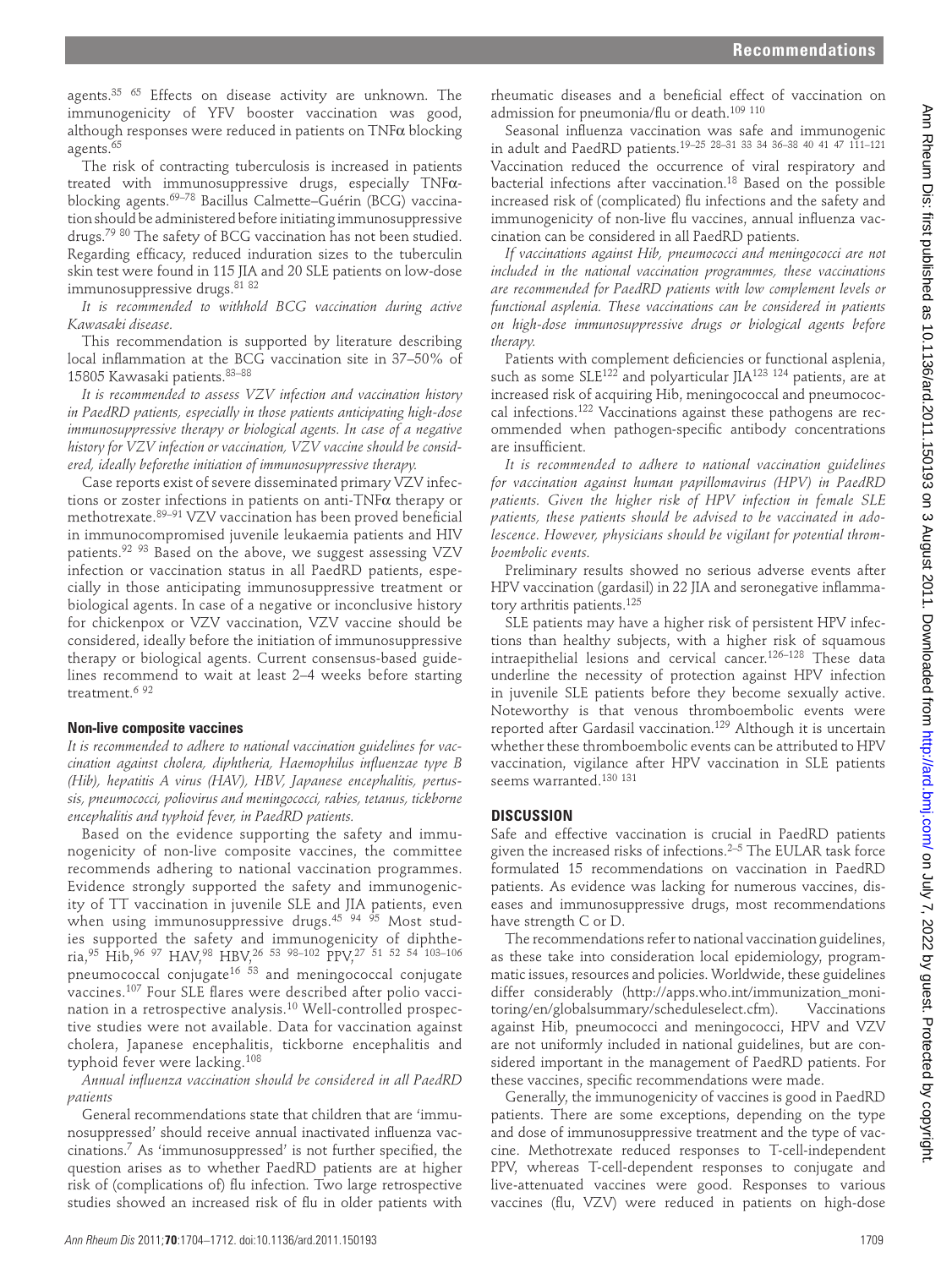agents.[35 65] Effects on disease activity are unknown. The immunogenicity of YFV booster vaccination was good, although responses were reduced in patients on TNFα blocking agents.[65]

The risk of contracting tuberculosis is increased in patients treated with immunosuppressive drugs, especially TNFα-blocking agents.[69–78] Bacillus Calmette–Guérin (BCG) vaccination should be administered before initiating immunosuppressive drugs.[79 80] The safety of BCG vaccination has not been studied. Regarding efficacy, reduced induration sizes to the tuberculin skin test were found in 115 JIA and 20 SLE patients on low-dose immunosuppressive drugs.[81 82]

*It is recommended to withhold BCG vaccination during active Kawasaki disease.*

This recommendation is supported by literature describing local inflammation at the BCG vaccination site in 37–50% of 15805 Kawasaki patients.[83–88]

*It is recommended to assess VZV infection and vaccination history in PaedRD patients, especially in those patients anticipating high-dose immunosuppressive therapy or biological agents. In case of a negative history for VZV infection or vaccination, VZV vaccine should be considered, ideally beforethe initiation of immunosuppressive therapy.*

Case reports exist of severe disseminated primary VZV infections or zoster infections in patients on anti-TNFα therapy or methotrexate.[89–91] VZV vaccination has been proved beneficial in immunocompromised juvenile leukaemia patients and HIV patients.[92 93] Based on the above, we suggest assessing VZV infection or vaccination status in all PaedRD patients, especially in those anticipating immunosuppressive treatment or biological agents. In case of a negative or inconclusive history for chickenpox or VZV vaccination, VZV vaccine should be considered, ideally before the initiation of immunosuppressive therapy or biological agents. Current consensus-based guidelines recommend to wait at least 2–4 weeks before starting treatment.[6 92]

### Non-live composite vaccines

*It is recommended to adhere to national vaccination guidelines for vaccination against cholera, diphtheria, Haemophilus influenzae type B (Hib), hepatitis A virus (HAV), HBV, Japanese encephalitis, pertussis, pneumococci, poliovirus and meningococci, rabies, tetanus, tickborne encephalitis and typhoid fever, in PaedRD patients.*

Based on the evidence supporting the safety and immunogenicity of non-live composite vaccines, the committee recommends adhering to national vaccination programmes. Evidence strongly supported the safety and immunogenicity of TT vaccination in juvenile SLE and JIA patients, even when using immunosuppressive drugs.[45 94 95] Most studies supported the safety and immunogenicity of diphtheria,[95] Hib,[96 97] HAV,[98] HBV,[26 53 98–102] PPV,[27 51 52 54 103–106] pneumococcal conjugate[16 53] and meningococcal conjugate vaccines.[107] Four SLE flares were described after polio vaccination in a retrospective analysis.[10] Well-controlled prospective studies were not available. Data for vaccination against cholera, Japanese encephalitis, tickborne encephalitis and typhoid fever were lacking.[108]

*Annual influenza vaccination should be considered in all PaedRD patients*

General recommendations state that children that are 'immunosuppressed' should receive annual inactivated influenza vaccinations.[7] As 'immunosuppressed' is not further specified, the question arises as to whether PaedRD patients are at higher risk of (complications of) flu infection. Two large retrospective studies showed an increased risk of flu in older patients with rheumatic diseases and a beneficial effect of vaccination on admission for pneumonia/flu or death.[109 110]

Seasonal influenza vaccination was safe and immunogenic in adult and PaedRD patients.[19–25 28–31 33 34 36–38 40 41 47 111–121] Vaccination reduced the occurrence of viral respiratory and bacterial infections after vaccination.[18] Based on the possible increased risk of (complicated) flu infections and the safety and immunogenicity of non-live flu vaccines, annual influenza vaccination can be considered in all PaedRD patients.

*If vaccinations against Hib, pneumococci and meningococci are not included in the national vaccination programmes, these vaccinations are recommended for PaedRD patients with low complement levels or functional asplenia. These vaccinations can be considered in patients on high-dose immunosuppressive drugs or biological agents before therapy.*

Patients with complement deficiencies or functional asplenia, such as some SLE[122] and polyarticular JIA[123 124] patients, are at increased risk of acquiring Hib, meningococcal and pneumococcal infections.[122] Vaccinations against these pathogens are recommended when pathogen-specific antibody concentrations are insufficient.

*It is recommended to adhere to national vaccination guidelines for vaccination against human papillomavirus (HPV) in PaedRD patients. Given the higher risk of HPV infection in female SLE patients, these patients should be advised to be vaccinated in adolescence. However, physicians should be vigilant for potential thromboembolic events.*

Preliminary results showed no serious adverse events after HPV vaccination (gardasil) in 22 JIA and seronegative inflammatory arthritis patients.[125]

SLE patients may have a higher risk of persistent HPV infections than healthy subjects, with a higher risk of squamous intraepithelial lesions and cervical cancer.[126–128] These data underline the necessity of protection against HPV infection in juvenile SLE patients before they become sexually active. Noteworthy is that venous thromboembolic events were reported after Gardasil vaccination.[129] Although it is uncertain whether these thromboembolic events can be attributed to HPV vaccination, vigilance after HPV vaccination in SLE patients seems warranted.[130 131]

## DISCUSSION

Safe and effective vaccination is crucial in PaedRD patients given the increased risks of infections.[2–5] The EULAR task force formulated 15 recommendations on vaccination in PaedRD patients. As evidence was lacking for numerous vaccines, diseases and immunosuppressive drugs, most recommendations have strength C or D.

The recommendations refer to national vaccination guidelines, as these take into consideration local epidemiology, programmatic issues, resources and policies. Worldwide, these guidelines differ considerably (http://apps.who.int/immunization_monitoring/en/globalsummary/scheduleselect.cfm). Vaccinations against Hib, pneumococci and meningococci, HPV and VZV are not uniformly included in national guidelines, but are considered important in the management of PaedRD patients. For these vaccines, specific recommendations were made.

Generally, the immunogenicity of vaccines is good in PaedRD patients. There are some exceptions, depending on the type and dose of immunosuppressive treatment and the type of vaccine. Methotrexate reduced responses to T-cell-independent PPV, whereas T-cell-dependent responses to conjugate and live-attenuated vaccines were good. Responses to various vaccines (flu, VZV) were reduced in patients on high-dose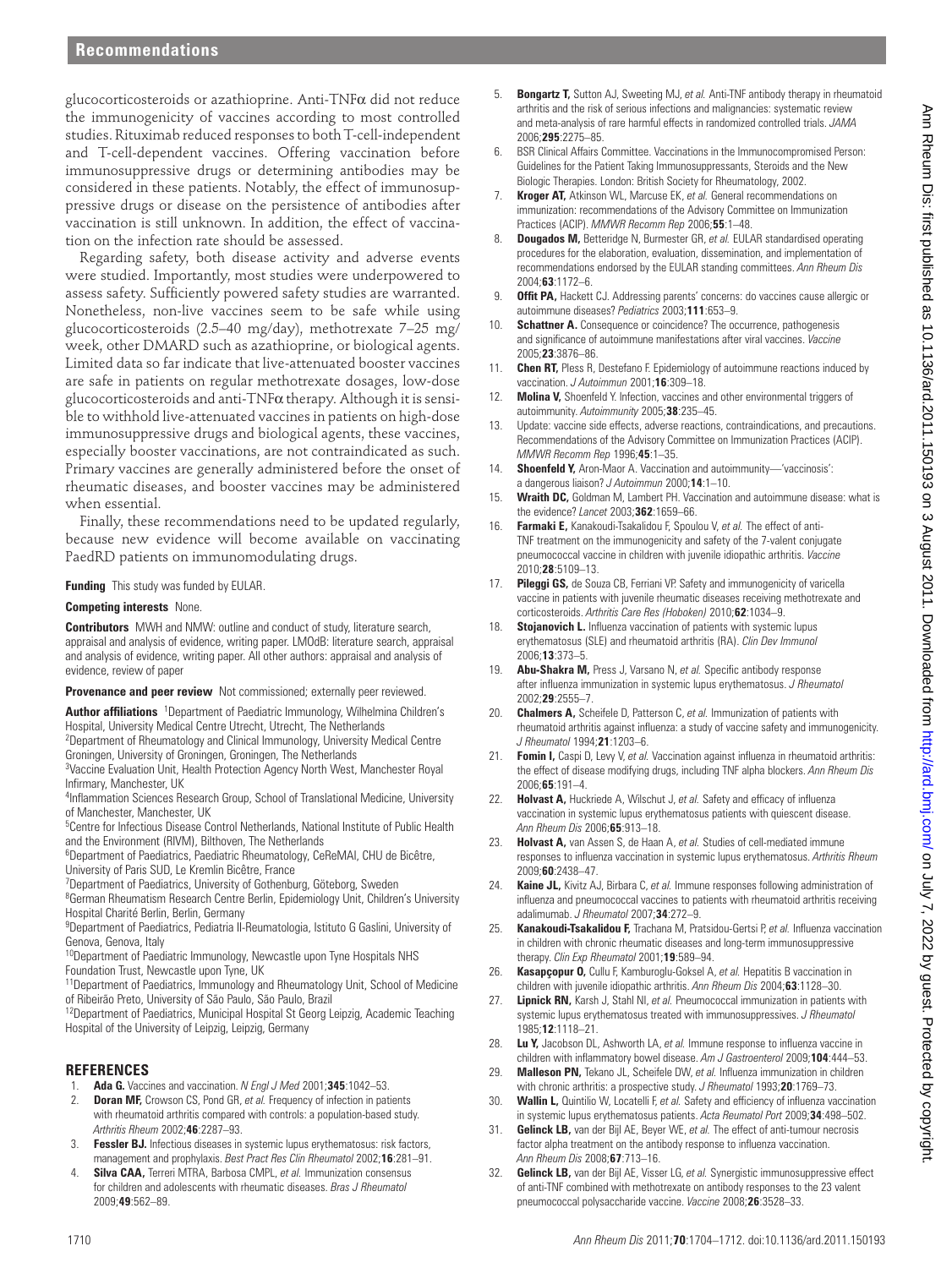glucocorticosteroids or azathioprine. Anti-TNFα did not reduce the immunogenicity of vaccines according to most controlled studies. Rituximab reduced responses to both T-cell-independent and T-cell-dependent vaccines. Offering vaccination before immunosuppressive drugs or determining antibodies may be considered in these patients. Notably, the effect of immunosuppressive drugs or disease on the persistence of antibodies after vaccination is still unknown. In addition, the effect of vaccination on the infection rate should be assessed.

Regarding safety, both disease activity and adverse events were studied. Importantly, most studies were underpowered to assess safety. Sufficiently powered safety studies are warranted. Nonetheless, non-live vaccines seem to be safe while using glucocorticosteroids (2.5–40 mg/day), methotrexate 7–25 mg/week, other DMARD such as azathioprine, or biological agents. Limited data so far indicate that live-attenuated booster vaccines are safe in patients on regular methotrexate dosages, low-dose glucocorticosteroids and anti-TNFα therapy. Although it is sensible to withhold live-attenuated vaccines in patients on high-dose immunosuppressive drugs and biological agents, these vaccines, especially booster vaccinations, are not contraindicated as such. Primary vaccines are generally administered before the onset of rheumatic diseases, and booster vaccines may be administered when essential.

Finally, these recommendations need to be updated regularly, because new evidence will become available on vaccinating PaedRD patients on immunomodulating drugs.

**Funding** This study was funded by EULAR.

**Competing interests** None.

**Contributors** MWH and NMW: outline and conduct of study, literature search, appraisal and analysis of evidence, writing paper. LMOdB: literature search, appraisal and analysis of evidence, writing paper. All other authors: appraisal and analysis of evidence, review of paper

**Provenance and peer review** Not commissioned; externally peer reviewed.

**Author affiliations** [1]Department of Paediatric Immunology, Wilhelmina Children's Hospital, University Medical Centre Utrecht, Utrecht, The Netherlands
[2]Department of Rheumatology and Clinical Immunology, University Medical Centre Groningen, University of Groningen, Groningen, The Netherlands
[3]Vaccine Evaluation Unit, Health Protection Agency North West, Manchester Royal Infirmary, Manchester, UK
[4]Inflammation Sciences Research Group, School of Translational Medicine, University of Manchester, Manchester, UK
[5]Centre for Infectious Disease Control Netherlands, National Institute of Public Health and the Environment (RIVM), Bilthoven, The Netherlands
[6]Department of Paediatrics, Paediatric Rheumatology, CeReMAI, CHU de Bicêtre, University of Paris SUD, Le Kremlin Bicêtre, France
[7]Department of Paediatrics, University of Gothenburg, Göteborg, Sweden
[8]German Rheumatism Research Centre Berlin, Epidemiology Unit, Children's University Hospital Charité Berlin, Berlin, Germany
[9]Department of Paediatrics, Pediatria II-Reumatologia, Istituto G Gaslini, University of Genova, Genova, Italy
[10]Department of Paediatric Immunology, Newcastle upon Tyne Hospitals NHS Foundation Trust, Newcastle upon Tyne, UK
[11]Department of Paediatrics, Immunology and Rheumatology Unit, School of Medicine of Ribeirão Preto, University of São Paulo, São Paulo, Brazil
[12]Department of Paediatrics, Municipal Hospital St Georg Leipzig, Academic Teaching Hospital of the University of Leipzig, Leipzig, Germany

## REFERENCES

1. **Ada G.** Vaccines and vaccination. *N Engl J Med* 2001;**345**:1042–53.
2. **Doran MF,** Crowson CS, Pond GR, *et al.* Frequency of infection in patients with rheumatoid arthritis compared with controls: a population-based study. *Arthritis Rheum* 2002;**46**:2287–93.
3. **Fessler BJ.** Infectious diseases in systemic lupus erythematosus: risk factors, management and prophylaxis. *Best Pract Res Clin Rheumatol* 2002;**16**:281–91.
4. **Silva CAA,** Terreri MTRA, Barbosa CMPL, *et al.* Immunization consensus for children and adolescents with rheumatic diseases. *Bras J Rheumatol* 2009;**49**:562–89.
5. **Bongartz T,** Sutton AJ, Sweeting MJ, *et al.* Anti-TNF antibody therapy in rheumatoid arthritis and the risk of serious infections and malignancies: systematic review and meta-analysis of rare harmful effects in randomized controlled trials. *JAMA* 2006;**295**:2275–85.
6. BSR Clinical Affairs Committee. Vaccinations in the Immunocompromised Person: Guidelines for the Patient Taking Immunosuppressants, Steroids and the New Biologic Therapies. London: British Society for Rheumatology, 2002.
7. **Kroger AT,** Atkinson WL, Marcuse EK, *et al.* General recommendations on immunization: recommendations of the Advisory Committee on Immunization Practices (ACIP). *MMWR Recomm Rep* 2006;**55**:1–48.
8. **Dougados M,** Betteridge N, Burmester GR, *et al.* EULAR standardised operating procedures for the elaboration, evaluation, dissemination, and implementation of recommendations endorsed by the EULAR standing committees. *Ann Rheum Dis* 2004;**63**:1172–6.
9. **Offit PA,** Hackett CJ. Addressing parents' concerns: do vaccines cause allergic or autoimmune diseases? *Pediatrics* 2003;**111**:653–9.
10. **Schattner A.** Consequence or coincidence? The occurrence, pathogenesis and significance of autoimmune manifestations after viral vaccines. *Vaccine* 2005;**23**:3876–86.
11. **Chen RT,** Pless R, Destefano F. Epidemiology of autoimmune reactions induced by vaccination. *J Autoimmun* 2001;**16**:309–18.
12. **Molina V,** Shoenfeld Y. Infection, vaccines and other environmental triggers of autoimmunity. *Autoimmunity* 2005;**38**:235–45.
13. Update: vaccine side effects, adverse reactions, contraindications, and precautions. Recommendations of the Advisory Committee on Immunization Practices (ACIP). *MMWR Recomm Rep* 1996;**45**:1–35.
14. **Shoenfeld Y,** Aron-Maor A. Vaccination and autoimmunity—'vaccinosis': a dangerous liaison? *J Autoimmun* 2000;**14**:1–10.
15. **Wraith DC,** Goldman M, Lambert PH. Vaccination and autoimmune disease: what is the evidence? *Lancet* 2003;**362**:1659–66.
16. **Farmaki E,** Kanakoudi-Tsakalidou F, Spoulou V, *et al.* The effect of anti-TNF treatment on the immunogenicity and safety of the 7-valent conjugate pneumococcal vaccine in children with juvenile idiopathic arthritis. *Vaccine* 2010;**28**:5109–13.
17. **Pileggi GS,** de Souza CB, Ferriani VP. Safety and immunogenicity of varicella vaccine in patients with juvenile rheumatic diseases receiving methotrexate and corticosteroids. *Arthritis Care Res (Hoboken)* 2010;**62**:1034–9.
18. **Stojanovich L.** Influenza vaccination of patients with systemic lupus erythematosus (SLE) and rheumatoid arthritis (RA). *Clin Dev Immunol* 2006;**13**:373–5.
19. **Abu-Shakra M,** Press J, Varsano N, *et al.* Specific antibody response after influenza immunization in systemic lupus erythematosus. *J Rheumatol* 2002;**29**:2555–7.
20. **Chalmers A,** Scheifele D, Patterson C, *et al.* Immunization of patients with rheumatoid arthritis against influenza: a study of vaccine safety and immunogenicity. *J Rheumatol* 1994;**21**:1203–6.
21. **Fomin I,** Caspi D, Levy V, *et al.* Vaccination against influenza in rheumatoid arthritis: the effect of disease modifying drugs, including TNF alpha blockers. *Ann Rheum Dis* 2006;**65**:191–4.
22. **Holvast A,** Huckriede A, Wilschut J, *et al.* Safety and efficacy of influenza vaccination in systemic lupus erythematosus patients with quiescent disease. *Ann Rheum Dis* 2006;**65**:913–18.
23. **Holvast A,** van Assen S, de Haan A, *et al.* Studies of cell-mediated immune responses to influenza vaccination in systemic lupus erythematosus. *Arthritis Rheum* 2009;**60**:2438–47.
24. **Kaine JL,** Kivitz AJ, Birbara C, *et al.* Immune responses following administration of influenza and pneumococcal vaccines to patients with rheumatoid arthritis receiving adalimumab. *J Rheumatol* 2007;**34**:272–9.
25. **Kanakoudi-Tsakalidou F,** Trachana M, Pratsidou-Gertsi P, *et al.* Influenza vaccination in children with chronic rheumatic diseases and long-term immunosuppressive therapy. *Clin Exp Rheumatol* 2001;**19**:589–94.
26. **Kasapçopur O,** Cullu F, Kamburoglu-Goksel A, *et al.* Hepatitis B vaccination in children with juvenile idiopathic arthritis. *Ann Rheum Dis* 2004;**63**:1128–30.
27. **Lipnick RN,** Karsh J, Stahl NI, *et al.* Pneumococcal immunization in patients with systemic lupus erythematosus treated with immunosuppressives. *J Rheumatol* 1985;**12**:1118–21.
28. **Lu Y,** Jacobson DL, Ashworth LA, *et al.* Immune response to influenza vaccine in children with inflammatory bowel disease. *Am J Gastroenterol* 2009;**104**:444–53.
29. **Malleson PN,** Tekano JL, Scheifele DW, *et al.* Influenza immunization in children with chronic arthritis: a prospective study. *J Rheumatol* 1993;**20**:1769–73.
30. **Wallin L,** Quintilio W, Locatelli F, *et al.* Safety and efficiency of influenza vaccination in systemic lupus erythematosus patients. *Acta Reumatol Port* 2009;**34**:498–502.
31. **Gelinck LB,** van der Bijl AE, Beyer WE, *et al.* The effect of anti-tumour necrosis factor alpha treatment on the antibody response to influenza vaccination. *Ann Rheum Dis* 2008;**67**:713–16.
32. **Gelinck LB,** van der Bijl AE, Visser LG, *et al.* Synergistic immunosuppressive effect of anti-TNF combined with methotrexate on antibody responses to the 23 valent pneumococcal polysaccharide vaccine. *Vaccine* 2008;**26**:3528–33.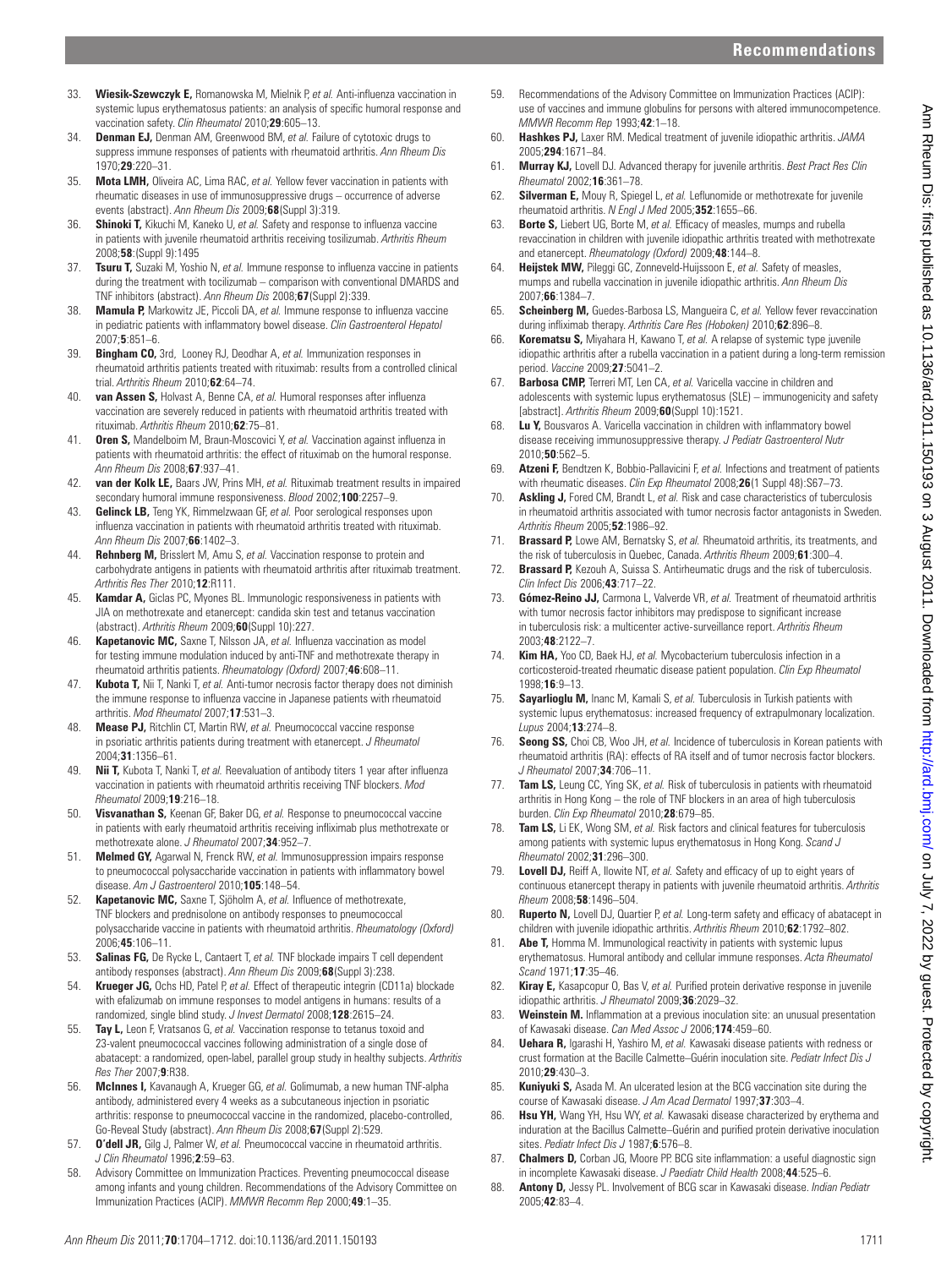33. **Wiesik-Szewczyk E,** Romanowska M, Mielnik P, *et al.* Anti-influenza vaccination in systemic lupus erythematosus patients: an analysis of specific humoral response and vaccination safety. *Clin Rheumatol* 2010;**29**:605–13.
34. **Denman EJ,** Denman AM, Greenwood BM, *et al.* Failure of cytotoxic drugs to suppress immune responses of patients with rheumatoid arthritis. *Ann Rheum Dis* 1970;**29**:220–31.
35. **Mota LMH,** Oliveira AC, Lima RAC, *et al.* Yellow fever vaccination in patients with rheumatic diseases in use of immunosuppressive drugs – occurrence of adverse events (abstract). *Ann Rheum Dis* 2009;**68**(Suppl 3):319.
36. **Shinoki T,** Kikuchi M, Kaneko U, *et al.* Safety and response to influenza vaccine in patients with juvenile rheumatoid arthritis receiving tosilizumab. *Arthritis Rheum* 2008;**58**:(Suppl 9):1495
37. **Tsuru T,** Suzaki M, Yoshio N, *et al.* Immune response to influenza vaccine in patients during the treatment with tocilizumab – comparison with conventional DMARDS and TNF inhibitors (abstract). *Ann Rheum Dis* 2008;**67**(Suppl 2):339.
38. **Mamula P,** Markowitz JE, Piccoli DA, *et al.* Immune response to influenza vaccine in pediatric patients with inflammatory bowel disease. *Clin Gastroenterol Hepatol* 2007;**5**:851–6.
39. **Bingham CO,** 3rd, Looney RJ, Deodhar A, *et al.* Immunization responses in rheumatoid arthritis patients treated with rituximab: results from a controlled clinical trial. *Arthritis Rheum* 2010;**62**:64–74.
40. **van Assen S,** Holvast A, Benne CA, *et al.* Humoral responses after influenza vaccination are severely reduced in patients with rheumatoid arthritis treated with rituximab. *Arthritis Rheum* 2010;**62**:75–81.
41. **Oren S,** Mandelboim M, Braun-Moscovici Y, *et al.* Vaccination against influenza in patients with rheumatoid arthritis: the effect of rituximab on the humoral response. *Ann Rheum Dis* 2008;**67**:937–41.
42. **van der Kolk LE,** Baars JW, Prins MH, *et al.* Rituximab treatment results in impaired secondary humoral immune responsiveness. *Blood* 2002;**100**:2257–9.
43. **Gelinck LB,** Teng YK, Rimmelzwaan GF, *et al.* Poor serological responses upon influenza vaccination in patients with rheumatoid arthritis treated with rituximab. *Ann Rheum Dis* 2007;**66**:1402–3.
44. **Rehnberg M,** Brisslert M, Amu S, *et al.* Vaccination response to protein and carbohydrate antigens in patients with rheumatoid arthritis after rituximab treatment. *Arthritis Res Ther* 2010;**12**:R111.
45. **Kamdar A,** Giclas PC, Myones BL. Immunologic responsiveness in patients with JIA on methotrexate and etanercept: candida skin test and tetanus vaccination (abstract). *Arthritis Rheum* 2009;**60**(Suppl 10):227.
46. **Kapetanovic MC,** Saxne T, Nilsson JA, *et al.* Influenza vaccination as model for testing immune modulation induced by anti-TNF and methotrexate therapy in rheumatoid arthritis patients. *Rheumatology (Oxford)* 2007;**46**:608–11.
47. **Kubota T,** Nii T, Nanki T, *et al.* Anti-tumor necrosis factor therapy does not diminish the immune response to influenza vaccine in Japanese patients with rheumatoid arthritis. *Mod Rheumatol* 2007;**17**:531–3.
48. **Mease PJ,** Ritchlin CT, Martin RW, *et al.* Pneumococcal vaccine response in psoriatic arthritis patients during treatment with etanercept. *J Rheumatol* 2004;**31**:1356–61.
49. **Nii T,** Kubota T, Nanki T, *et al.* Reevaluation of antibody titers 1 year after influenza vaccination in patients with rheumatoid arthritis receiving TNF blockers. *Mod Rheumatol* 2009;**19**:216–18.
50. **Visvanathan S,** Keenan GF, Baker DG, *et al.* Response to pneumococcal vaccine in patients with early rheumatoid arthritis receiving infliximab plus methotrexate or methotrexate alone. *J Rheumatol* 2007;**34**:952–7.
51. **Melmed GY,** Agarwal N, Frenck RW, *et al.* Immunosuppression impairs response to pneumococcal polysaccharide vaccination in patients with inflammatory bowel disease. *Am J Gastroenterol* 2010;**105**:148–54.
52. **Kapetanovic MC,** Saxne T, Sjöholm A, *et al.* Influence of methotrexate, TNF blockers and prednisolone on antibody responses to pneumococcal polysaccharide vaccine in patients with rheumatoid arthritis. *Rheumatology (Oxford)* 2006;**45**:106–11.
53. **Salinas FG,** De Rycke L, Cantaert T, *et al.* TNF blockade impairs T cell dependent antibody responses (abstract). *Ann Rheum Dis* 2009;**68**(Suppl 3):238.
54. **Krueger JG,** Ochs HD, Patel P, *et al.* Effect of therapeutic integrin (CD11a) blockade with efalizumab on immune responses to model antigens in humans: results of a randomized, single blind study. *J Invest Dermatol* 2008;**128**:2615–24.
55. **Tay L,** Leon F, Vratsanos G, *et al.* Vaccination response to tetanus toxoid and 23-valent pneumococcal vaccines following administration of a single dose of abatacept: a randomized, open-label, parallel group study in healthy subjects. *Arthritis Res Ther* 2007;**9**:R38.
56. **McInnes I,** Kavanaugh A, Krueger GG, *et al.* Golimumab, a new human TNF-alpha antibody, administered every 4 weeks as a subcutaneous injection in psoriatic arthritis: response to pneumococcal vaccine in the randomized, placebo-controlled, Go-Reveal Study (abstract). *Ann Rheum Dis* 2008;**67**(Suppl 2):529.
57. **O'dell JR,** Gilg J, Palmer W, *et al.* Pneumococcal vaccine in rheumatoid arthritis. *J Clin Rheumatol* 1996;**2**:59–63.
58. Advisory Committee on Immunization Practices. Preventing pneumococcal disease among infants and young children. Recommendations of the Advisory Committee on Immunization Practices (ACIP). *MMWR Recomm Rep* 2000;**49**:1–35.
59. Recommendations of the Advisory Committee on Immunization Practices (ACIP): use of vaccines and immune globulins for persons with altered immunocompetence. *MMWR Recomm Rep* 1993;**42**:1–18.
60. **Hashkes PJ,** Laxer RM. Medical treatment of juvenile idiopathic arthritis. *JAMA* 2005;**294**:1671–84.
61. **Murray KJ,** Lovell DJ. Advanced therapy for juvenile arthritis. *Best Pract Res Clin Rheumatol* 2002;**16**:361–78.
62. **Silverman E,** Mouy R, Spiegel L, *et al.* Leflunomide or methotrexate for juvenile rheumatoid arthritis. *N Engl J Med* 2005;**352**:1655–66.
63. **Borte S,** Liebert UG, Borte M, *et al.* Efficacy of measles, mumps and rubella revaccination in children with juvenile idiopathic arthritis treated with methotrexate and etanercept. *Rheumatology (Oxford)* 2009;**48**:144–8.
64. **Heijstek MW,** Pileggi GC, Zonneveld-Huijssoon E, *et al.* Safety of measles, mumps and rubella vaccination in juvenile idiopathic arthritis. *Ann Rheum Dis* 2007;**66**:1384–7.
65. **Scheinberg M,** Guedes-Barbosa LS, Mangueira C, *et al.* Yellow fever revaccination during infliximab therapy. *Arthritis Care Res (Hoboken)* 2010;**62**:896–8.
66. **Korematsu S,** Miyahara H, Kawano T, *et al.* A relapse of systemic type juvenile idiopathic arthritis after a rubella vaccination in a patient during a long-term remission period. *Vaccine* 2009;**27**:5041–2.
67. **Barbosa CMP,** Terreri MT, Len CA, *et al.* Varicella vaccine in children and adolescents with systemic lupus erythematosus (SLE) – immunogenicity and safety [abstract]. *Arthritis Rheum* 2009;**60**(Suppl 10):1521.
68. **Lu Y,** Bousvaros A. Varicella vaccination in children with inflammatory bowel disease receiving immunosuppressive therapy. *J Pediatr Gastroenterol Nutr* 2010;**50**:562–5.
69. **Atzeni F,** Bendtzen K, Bobbio-Pallavicini F, *et al.* Infections and treatment of patients with rheumatic diseases. *Clin Exp Rheumatol* 2008;**26**(1 Suppl 48):S67–73.
70. **Askling J,** Fored CM, Brandt L, *et al.* Risk and case characteristics of tuberculosis in rheumatoid arthritis associated with tumor necrosis factor antagonists in Sweden. *Arthritis Rheum* 2005;**52**:1986–92.
71. **Brassard P,** Lowe AM, Bernatsky S, *et al.* Rheumatoid arthritis, its treatments, and the risk of tuberculosis in Quebec, Canada. *Arthritis Rheum* 2009;**61**:300–4.
72. **Brassard P,** Kezouh A, Suissa S. Antirheumatic drugs and the risk of tuberculosis. *Clin Infect Dis* 2006;**43**:717–22.
73. **Gómez-Reino JJ,** Carmona L, Valverde VR, *et al.* Treatment of rheumatoid arthritis with tumor necrosis factor inhibitors may predispose to significant increase in tuberculosis risk: a multicenter active-surveillance report. *Arthritis Rheum* 2003;**48**:2122–7.
74. **Kim HA,** Yoo CD, Baek HJ, *et al.* Mycobacterium tuberculosis infection in a corticosteroid-treated rheumatic disease patient population. *Clin Exp Rheumatol* 1998;**16**:9–13.
75. **Sayarlioglu M,** Inanc M, Kamali S, *et al.* Tuberculosis in Turkish patients with systemic lupus erythematosus: increased frequency of extrapulmonary localization. *Lupus* 2004;**13**:274–8.
76. **Seong SS,** Choi CB, Woo JH, *et al.* Incidence of tuberculosis in Korean patients with rheumatoid arthritis (RA): effects of RA itself and of tumor necrosis factor blockers. *J Rheumatol* 2007;**34**:706–11.
77. **Tam LS,** Leung CC, Ying SK, *et al.* Risk of tuberculosis in patients with rheumatoid arthritis in Hong Kong – the role of TNF blockers in an area of high tuberculosis burden. *Clin Exp Rheumatol* 2010;**28**:679–85.
78. **Tam LS,** Li EK, Wong SM, *et al.* Risk factors and clinical features for tuberculosis among patients with systemic lupus erythematosus in Hong Kong. *Scand J Rheumatol* 2002;**31**:296–300.
79. **Lovell DJ,** Reiff A, Ilowite NT, *et al.* Safety and efficacy of up to eight years of continuous etanercept therapy in patients with juvenile rheumatoid arthritis. *Arthritis Rheum* 2008;**58**:1496–504.
80. **Ruperto N,** Lovell DJ, Quartier P, *et al.* Long-term safety and efficacy of abatacept in children with juvenile idiopathic arthritis. *Arthritis Rheum* 2010;**62**:1792–802.
81. **Abe T,** Homma M. Immunological reactivity in patients with systemic lupus erythematosus. Humoral antibody and cellular immune responses. *Acta Rheumatol Scand* 1971;**17**:35–46.
82. **Kiray E,** Kasapcopur O, Bas V, *et al.* Purified protein derivative response in juvenile idiopathic arthritis. *J Rheumatol* 2009;**36**:2029–32.
83. **Weinstein M.** Inflammation at a previous inoculation site: an unusual presentation of Kawasaki disease. *Can Med Assoc J* 2006;**174**:459–60.
84. **Uehara R,** Igarashi H, Yashiro M, *et al.* Kawasaki disease patients with redness or crust formation at the Bacille Calmette–Guérin inoculation site. *Pediatr Infect Dis J* 2010;**29**:430–3.
85. **Kuniyuki S,** Asada M. An ulcerated lesion at the BCG vaccination site during the course of Kawasaki disease. *J Am Acad Dermatol* 1997;**37**:303–4.
86. **Hsu YH,** Wang YH, Hsu WY, *et al.* Kawasaki disease characterized by erythema and induration at the Bacillus Calmette–Guérin and purified protein derivative inoculation sites. *Pediatr Infect Dis J* 1987;**6**:576–8.
87. **Chalmers D,** Corban JG, Moore PP. BCG site inflammation: a useful diagnostic sign in incomplete Kawasaki disease. *J Paediatr Child Health* 2008;**44**:525–6.
88. **Antony D,** Jessy PL. Involvement of BCG scar in Kawasaki disease. *Indian Pediatr* 2005;**42**:83–4.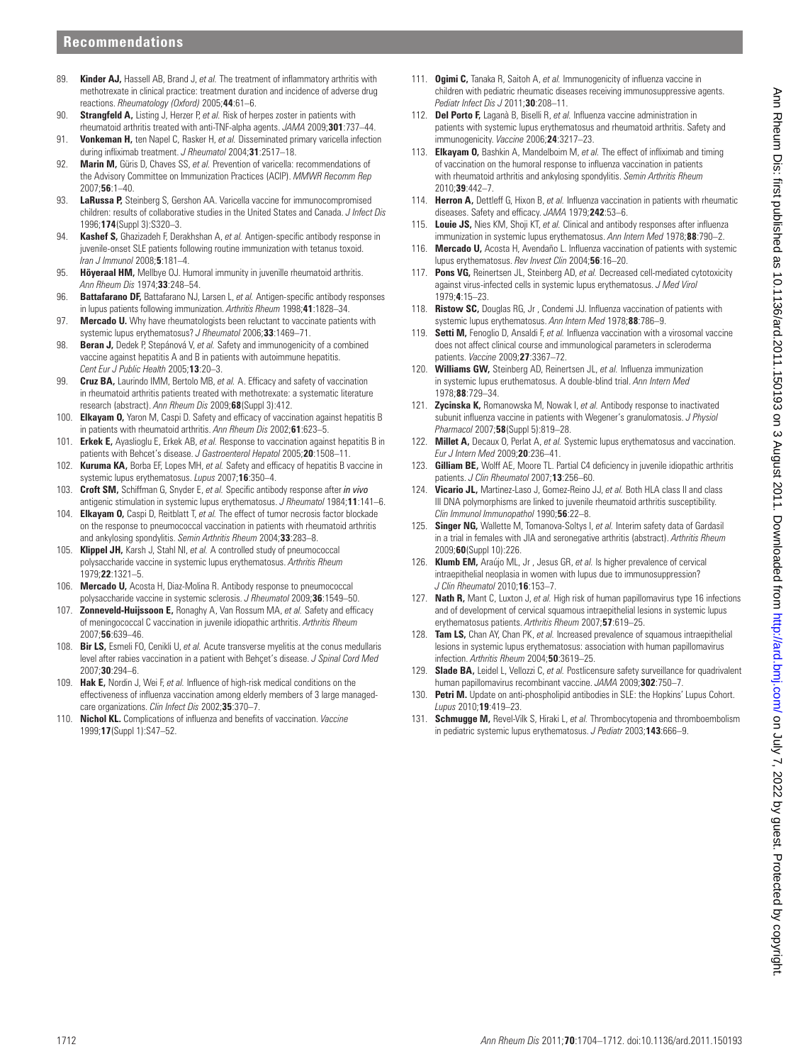89. **Kinder AJ,** Hassell AB, Brand J, *et al.* The treatment of inflammatory arthritis with methotrexate in clinical practice: treatment duration and incidence of adverse drug reactions. *Rheumatology (Oxford)* 2005;**44**:61–6.
90. **Strangfeld A,** Listing J, Herzer P, *et al.* Risk of herpes zoster in patients with rheumatoid arthritis treated with anti-TNF-alpha agents. *JAMA* 2009;**301**:737–44.
91. **Vonkeman H,** ten Napel C, Rasker H, *et al.* Disseminated primary varicella infection during infliximab treatment. *J Rheumatol* 2004;**31**:2517–18.
92. **Marin M,** Güris D, Chaves SS, *et al.* Prevention of varicella: recommendations of the Advisory Committee on Immunization Practices (ACIP). *MMWR Recomm Rep* 2007;**56**:1–40.
93. **LaRussa P,** Steinberg S, Gershon AA. Varicella vaccine for immunocompromised children: results of collaborative studies in the United States and Canada. *J Infect Dis* 1996;**174**(Suppl 3):S320–3.
94. **Kashef S,** Ghazizadeh F, Derakhshan A, *et al.* Antigen-specific antibody response in juvenile-onset SLE patients following routine immunization with tetanus toxoid. *Iran J Immunol* 2008;**5**:181–4.
95. **Höyeraal HM,** Mellbye OJ. Humoral immunity in juvenile rheumatoid arthritis. *Ann Rheum Dis* 1974;**33**:248–54.
96. **Battafarano DF,** Battafarano NJ, Larsen L, *et al.* Antigen-specific antibody responses in lupus patients following immunization. *Arthritis Rheum* 1998;**41**:1828–34.
97. **Mercado U.** Why have rheumatologists been reluctant to vaccinate patients with systemic lupus erythematosus? *J Rheumatol* 2006;**33**:1469–71.
98. **Beran J,** Dedek P, Stepánová V, *et al.* Safety and immunogenicity of a combined vaccine against hepatitis A and B in patients with autoimmune hepatitis. *Cent Eur J Public Health* 2005;**13**:20–3.
99. **Cruz BA,** Laurindo IMM, Bertolo MB, *et al.* A. Efficacy and safety of vaccination in rheumatoid arthritis patients treated with methotrexate: a systematic literature research (abstract). *Ann Rheum Dis* 2009;**68**(Suppl 3):412.
100. **Elkayam O,** Yaron M, Caspi D. Safety and efficacy of vaccination against hepatitis B in patients with rheumatoid arthritis. *Ann Rheum Dis* 2002;**61**:623–5.
101. **Erkek E,** Ayaslioglu E, Erkek AB, *et al.* Response to vaccination against hepatitis B in patients with Behcet's disease. *J Gastroenterol Hepatol* 2005;**20**:1508–11.
102. **Kuruma KA,** Borba EF, Lopes MH, *et al.* Safety and efficacy of hepatitis B vaccine in systemic lupus erythematosus. *Lupus* 2007;**16**:350–4.
103. **Croft SM,** Schiffman G, Snyder E, *et al.* Specific antibody response after *in vivo* antigenic stimulation in systemic lupus erythematosus. *J Rheumatol* 1984;**11**:141–6.
104. **Elkayam O,** Caspi D, Reitblatt T, *et al.* The effect of tumor necrosis factor blockade on the response to pneumococcal vaccination in patients with rheumatoid arthritis and ankylosing spondylitis. *Semin Arthritis Rheum* 2004;**33**:283–8.
105. **Klippel JH,** Karsh J, Stahl NI, *et al.* A controlled study of pneumococcal polysaccharide vaccine in systemic lupus erythematosus. *Arthritis Rheum* 1979;**22**:1321–5.
106. **Mercado U,** Acosta H, Diaz-Molina R. Antibody response to pneumococcal polysaccharide vaccine in systemic sclerosis. *J Rheumatol* 2009;**36**:1549–50.
107. **Zonneveld-Huijssoon E,** Ronaghy A, Van Rossum MA, *et al.* Safety and efficacy of meningococcal C vaccination in juvenile idiopathic arthritis. *Arthritis Rheum* 2007;**56**:639–46.
108. **Bir LS,** Esmeli FO, Cenikli U, *et al.* Acute transverse myelitis at the conus medullaris level after rabies vaccination in a patient with Behçet's disease. *J Spinal Cord Med* 2007;**30**:294–6.
109. **Hak E,** Nordin J, Wei F, *et al.* Influence of high-risk medical conditions on the effectiveness of influenza vaccination among elderly members of 3 large managed-care organizations. *Clin Infect Dis* 2002;**35**:370–7.
110. **Nichol KL.** Complications of influenza and benefits of vaccination. *Vaccine* 1999;**17**(Suppl 1):S47–52.
111. **Ogimi C,** Tanaka R, Saitoh A, *et al.* Immunogenicity of influenza vaccine in children with pediatric rheumatic diseases receiving immunosuppressive agents. *Pediatr Infect Dis J* 2011;**30**:208–11.
112. **Del Porto F,** Laganà B, Biselli R, *et al.* Influenza vaccine administration in patients with systemic lupus erythematosus and rheumatoid arthritis. Safety and immunogenicity. *Vaccine* 2006;**24**:3217–23.
113. **Elkayam O,** Bashkin A, Mandelboim M, *et al.* The effect of infliximab and timing of vaccination on the humoral response to influenza vaccination in patients with rheumatoid arthritis and ankylosing spondylitis. *Semin Arthritis Rheum* 2010;**39**:442–7.
114. **Herron A,** Dettleff G, Hixon B, *et al.* Influenza vaccination in patients with rheumatic diseases. Safety and efficacy. *JAMA* 1979;**242**:53–6.
115. **Louie JS,** Nies KM, Shoji KT, *et al.* Clinical and antibody responses after influenza immunization in systemic lupus erythematosus. *Ann Intern Med* 1978;**88**:790–2.
116. **Mercado U,** Acosta H, Avendaño L. Influenza vaccination of patients with systemic lupus erythematosus. *Rev Invest Clin* 2004;**56**:16–20.
117. **Pons VG,** Reinertsen JL, Steinberg AD, *et al.* Decreased cell-mediated cytotoxicity against virus-infected cells in systemic lupus erythematosus. *J Med Virol* 1979;**4**:15–23.
118. **Ristow SC,** Douglas RG, Jr , Condemi JJ. Influenza vaccination of patients with systemic lupus erythematosus. *Ann Intern Med* 1978;**88**:786–9.
119. **Setti M,** Fenoglio D, Ansaldi F, *et al.* Influenza vaccination with a virosomal vaccine does not affect clinical course and immunological parameters in scleroderma patients. *Vaccine* 2009;**27**:3367–72.
120. **Williams GW,** Steinberg AD, Reinertsen JL, *et al.* Influenza immunization in systemic lupus eruthematosus. A double-blind trial. *Ann Intern Med* 1978;**88**:729–34.
121. **Zycinska K,** Romanowska M, Nowak I, *et al.* Antibody response to inactivated subunit influenza vaccine in patients with Wegener's granulomatosis. *J Physiol Pharmacol* 2007;**58**(Suppl 5):819–28.
122. **Millet A,** Decaux O, Perlat A, *et al.* Systemic lupus erythematosus and vaccination. *Eur J Intern Med* 2009;**20**:236–41.
123. **Gilliam BE,** Wolff AE, Moore TL. Partial C4 deficiency in juvenile idiopathic arthritis patients. *J Clin Rheumatol* 2007;**13**:256–60.
124. **Vicario JL,** Martinez-Laso J, Gomez-Reino JJ, *et al.* Both HLA class II and class III DNA polymorphisms are linked to juvenile rheumatoid arthritis susceptibility. *Clin Immunol Immunopathol* 1990;**56**:22–8.
125. **Singer NG,** Wallette M, Tomanova-Soltys I, *et al.* Interim safety data of Gardasil in a trial in females with JIA and seronegative arthritis (abstract). *Arthritis Rheum* 2009;**60**(Suppl 10):226.
126. **Klumb EM,** Araújo ML, Jr , Jesus GR, *et al.* Is higher prevalence of cervical intraepithelial neoplasia in women with lupus due to immunosuppression? *J Clin Rheumatol* 2010;**16**:153–7.
127. **Nath R,** Mant C, Luxton J, *et al.* High risk of human papillomavirus type 16 infections and of development of cervical squamous intraepithelial lesions in systemic lupus erythematosus patients. *Arthritis Rheum* 2007;**57**:619–25.
128. **Tam LS,** Chan AY, Chan PK, *et al.* Increased prevalence of squamous intraepithelial lesions in systemic lupus erythematosus: association with human papillomavirus infection. *Arthritis Rheum* 2004;**50**:3619–25.
129. **Slade BA,** Leidel L, Vellozzi C, *et al.* Postlicensure safety surveillance for quadrivalent human papillomavirus recombinant vaccine. *JAMA* 2009;**302**:750–7.
130. **Petri M.** Update on anti-phospholipid antibodies in SLE: the Hopkins' Lupus Cohort. *Lupus* 2010;**19**:419–23.
131. **Schmugge M,** Revel-Vilk S, Hiraki L, *et al.* Thrombocytopenia and thromboembolism in pediatric systemic lupus erythematosus. *J Pediatr* 2003;**143**:666–9.